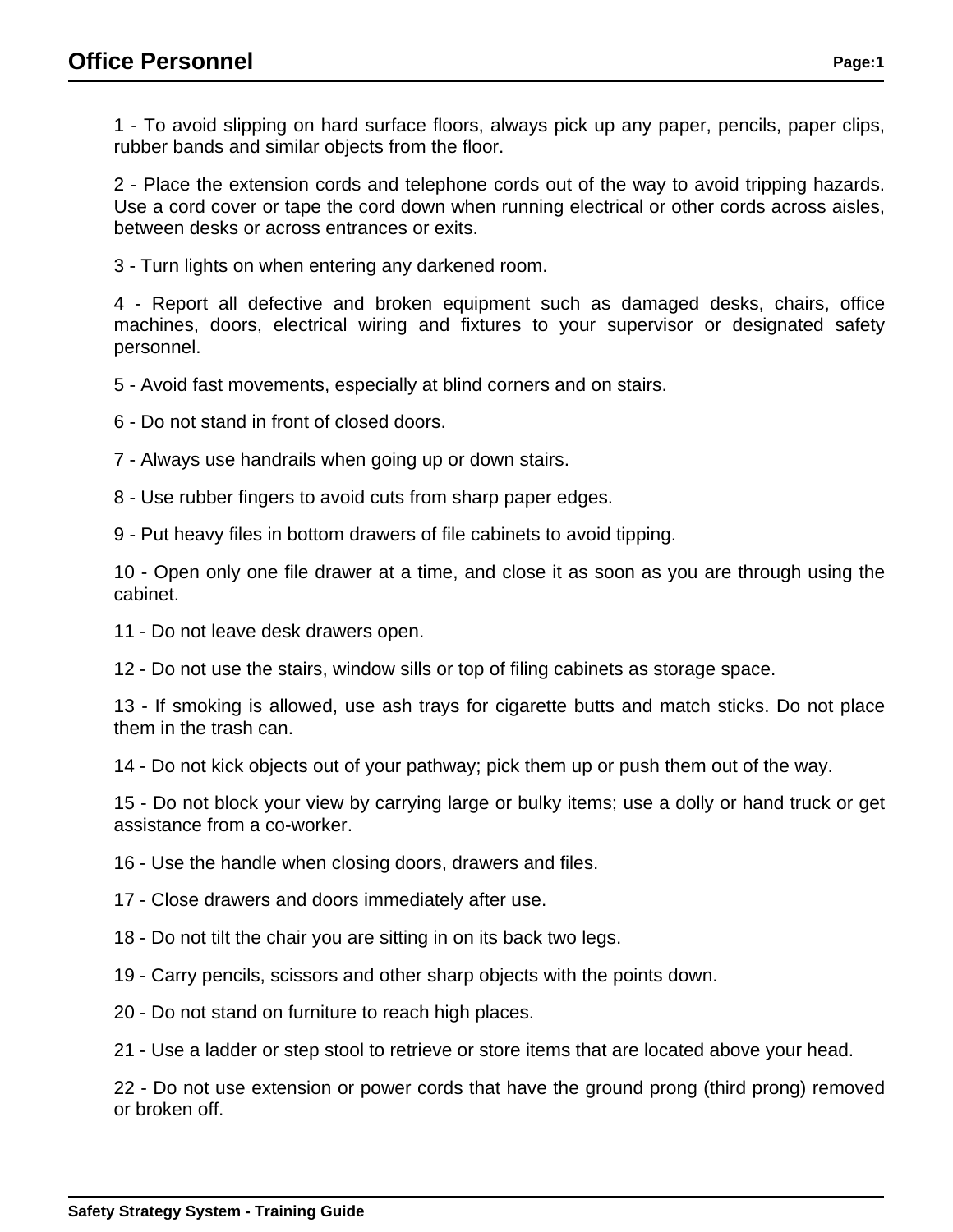# Office Personnel

1 - To avoid slipping on hard surface floors, always pick up any paper, pencils, paper clips, rubber bands and similar objects from the floor.

2 - Place the extension cords and telephone cords out of the way to avoid tripping hazards. Use a cord cover or tape the cord down when running electrical or other cords across aisles, between desks or across entrances or exits.

3 - Turn lights on when entering any darkened room.

4 - Report all defective and broken equipment such as damaged desks, chairs, office machines, doors, electrical wiring and fixtures to your supervisor or designated safety personnel.

5 - Avoid fast movements, especially at blind corners and on stairs.

6 - Do not stand in front of closed doors.

7 - Always use handrails when going up or down stairs.

8 - Use rubber fingers to avoid cuts from sharp paper edges.

9 - Put heavy files in bottom drawers of file cabinets to avoid tipping.

10 - Open only one file drawer at a time, and close it as soon as you are through using the cabinet.

11 - Do not leave desk drawers open.

12 - Do not use the stairs, window sills or top of filing cabinets as storage space.

13 - If smoking is allowed, use ash trays for cigarette butts and match sticks. Do not place them in the trash can.

14 - Do not kick objects out of your pathway; pick them up or push them out of the way.

15 - Do not block your view by carrying large or bulky items; use a dolly or hand truck or get assistance from a co-worker.

16 - Use the handle when closing doors, drawers and files.

17 - Close drawers and doors immediately after use.

18 - Do not tilt the chair you are sitting in on its back two legs.

19 - Carry pencils, scissors and other sharp objects with the points down.

20 - Do not stand on furniture to reach high places.

21 - Use a ladder or step stool to retrieve or store items that are located above your head.

22 - Do not use extension or power cords that have the ground prong (third prong) removed or broken off.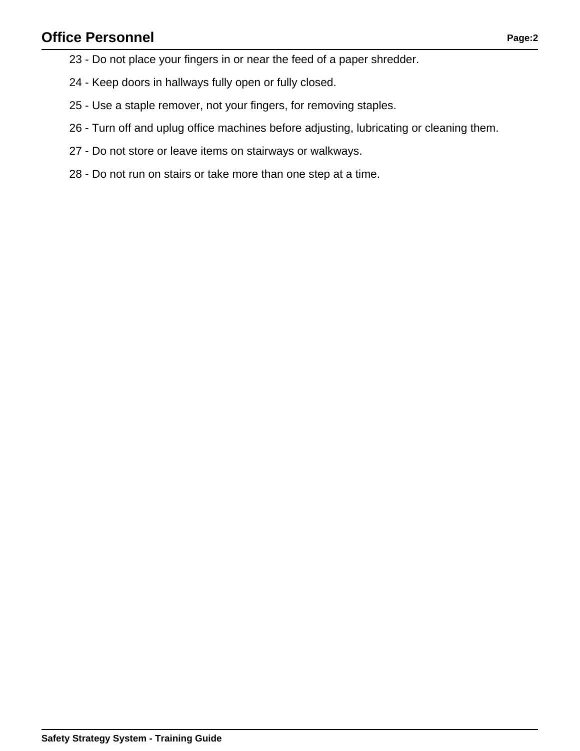23 - Do not place your fingers in or near the feed of a paper shredder.

24 - Keep doors in hallways fully open or fully closed.

25 - Use a staple remover, not your fingers, for removing staples.

26 - Turn off and uplug office machines before adjusting, lubricating or cleaning them.

27 - Do not store or leave items on stairways or walkways.

28 - Do not run on stairs or take more than one step at a time.